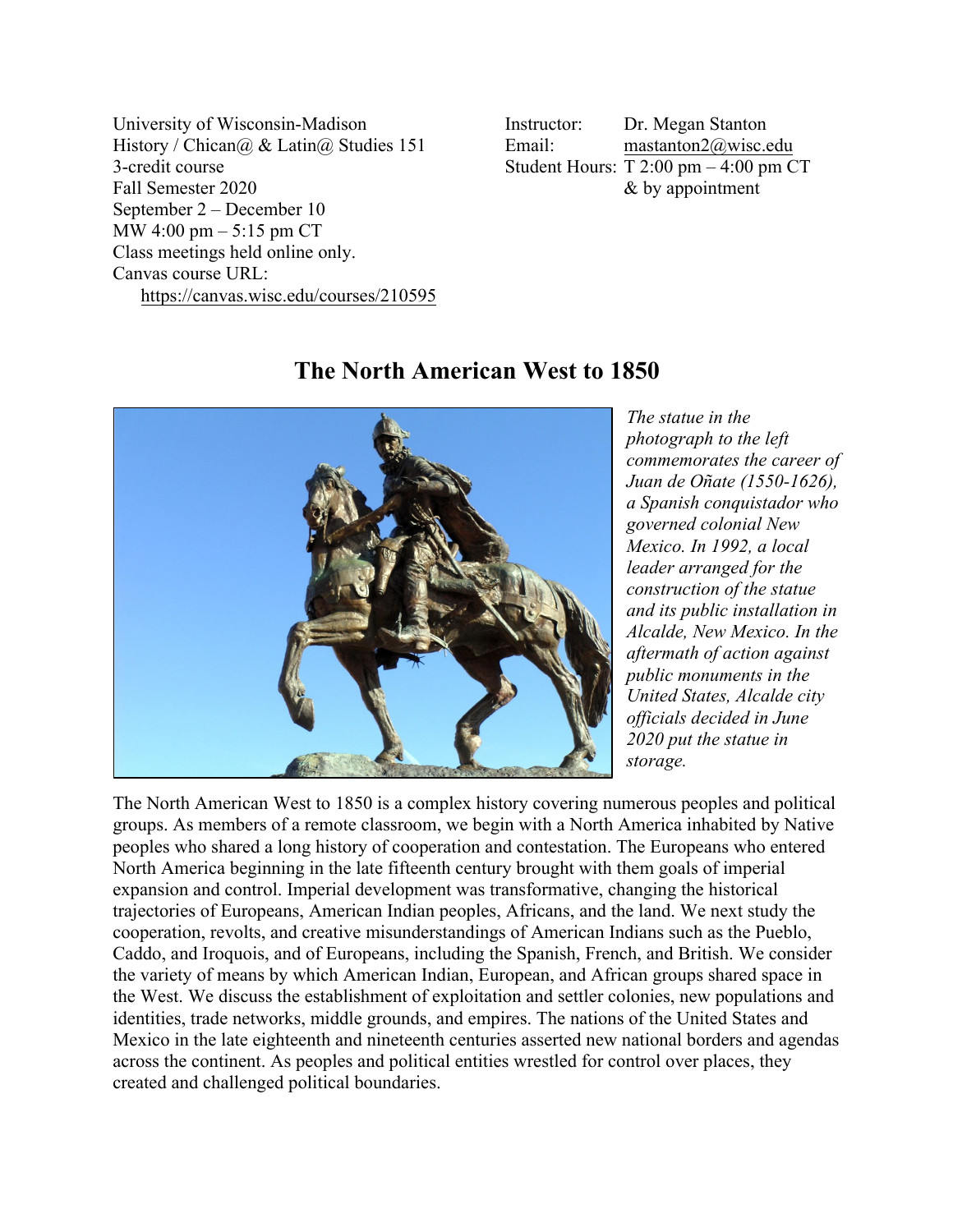University of Wisconsin-Madison
History / Chican@ & Latin@ Studies 151
3-credit course
Fall Semester 2020
September 2 – December 10
MW 4:00 pm – 5:15 pm CT
Class meetings held online only.
Canvas course URL:
https://canvas.wisc.edu/courses/210595

Instructor: Dr. Megan Stanton
Email: mastanton2@wisc.edu
Student Hours: T 2:00 pm – 4:00 pm CT
& by appointment

# The North American West to 1850

*The statue in the photograph to the left commemorates the career of Juan de Oñate (1550-1626), a Spanish conquistador who governed colonial New Mexico. In 1992, a local leader arranged for the construction of the statue and its public installation in Alcalde, New Mexico. In the aftermath of action against public monuments in the United States, Alcalde city officials decided in June 2020 put the statue in storage.*

The North American West to 1850 is a complex history covering numerous peoples and political groups. As members of a remote classroom, we begin with a North America inhabited by Native peoples who shared a long history of cooperation and contestation. The Europeans who entered North America beginning in the late fifteenth century brought with them goals of imperial expansion and control. Imperial development was transformative, changing the historical trajectories of Europeans, American Indian peoples, Africans, and the land. We next study the cooperation, revolts, and creative misunderstandings of American Indians such as the Pueblo, Caddo, and Iroquois, and of Europeans, including the Spanish, French, and British. We consider the variety of means by which American Indian, European, and African groups shared space in the West. We discuss the establishment of exploitation and settler colonies, new populations and identities, trade networks, middle grounds, and empires. The nations of the United States and Mexico in the late eighteenth and nineteenth centuries asserted new national borders and agendas across the continent. As peoples and political entities wrestled for control over places, they created and challenged political boundaries.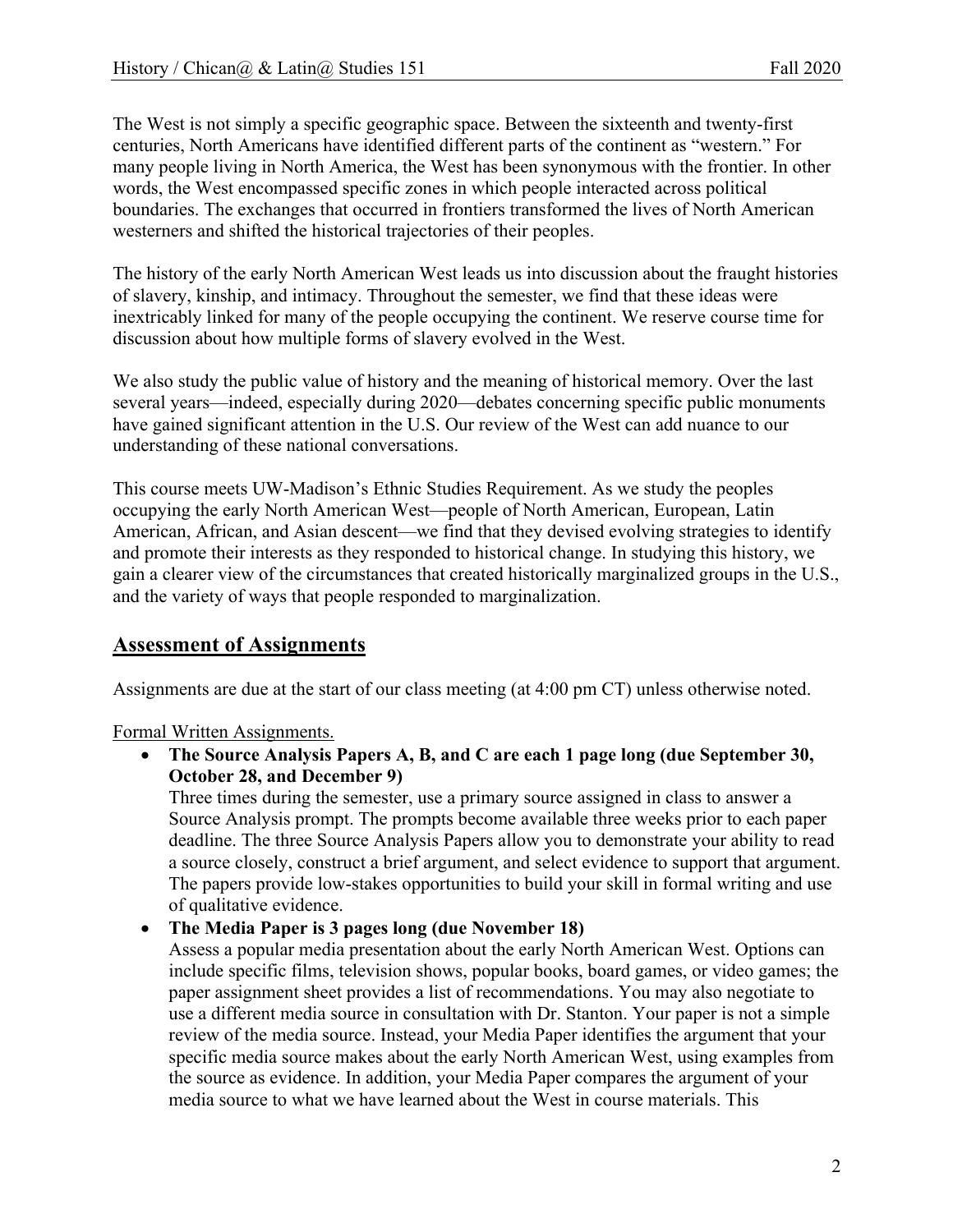The West is not simply a specific geographic space. Between the sixteenth and twenty-first centuries, North Americans have identified different parts of the continent as "western." For many people living in North America, the West has been synonymous with the frontier. In other words, the West encompassed specific zones in which people interacted across political boundaries. The exchanges that occurred in frontiers transformed the lives of North American westerners and shifted the historical trajectories of their peoples.

The history of the early North American West leads us into discussion about the fraught histories of slavery, kinship, and intimacy. Throughout the semester, we find that these ideas were inextricably linked for many of the people occupying the continent. We reserve course time for discussion about how multiple forms of slavery evolved in the West.

We also study the public value of history and the meaning of historical memory. Over the last several years—indeed, especially during 2020—debates concerning specific public monuments have gained significant attention in the U.S. Our review of the West can add nuance to our understanding of these national conversations.

This course meets UW-Madison's Ethnic Studies Requirement. As we study the peoples occupying the early North American West—people of North American, European, Latin American, African, and Asian descent—we find that they devised evolving strategies to identify and promote their interests as they responded to historical change. In studying this history, we gain a clearer view of the circumstances that created historically marginalized groups in the U.S., and the variety of ways that people responded to marginalization.

## Assessment of Assignments

Assignments are due at the start of our class meeting (at 4:00 pm CT) unless otherwise noted.

Formal Written Assignments.

- **The Source Analysis Papers A, B, and C are each 1 page long (due September 30, October 28, and December 9)**
  Three times during the semester, use a primary source assigned in class to answer a Source Analysis prompt. The prompts become available three weeks prior to each paper deadline. The three Source Analysis Papers allow you to demonstrate your ability to read a source closely, construct a brief argument, and select evidence to support that argument. The papers provide low-stakes opportunities to build your skill in formal writing and use of qualitative evidence.
- **The Media Paper is 3 pages long (due November 18)**
  Assess a popular media presentation about the early North American West. Options can include specific films, television shows, popular books, board games, or video games; the paper assignment sheet provides a list of recommendations. You may also negotiate to use a different media source in consultation with Dr. Stanton. Your paper is not a simple review of the media source. Instead, your Media Paper identifies the argument that your specific media source makes about the early North American West, using examples from the source as evidence. In addition, your Media Paper compares the argument of your media source to what we have learned about the West in course materials. This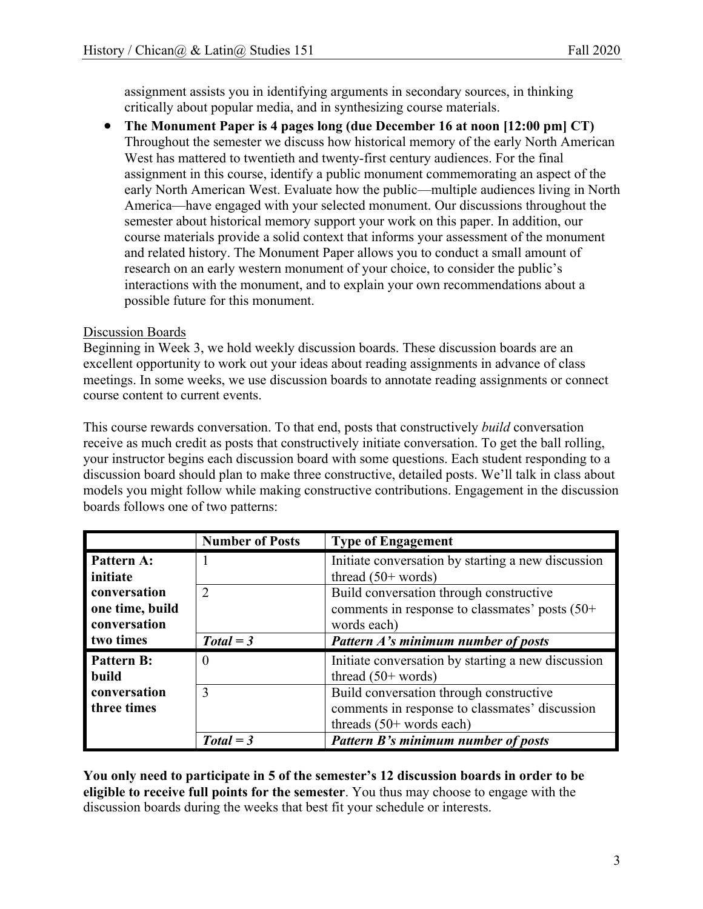assignment assists you in identifying arguments in secondary sources, in thinking critically about popular media, and in synthesizing course materials.

- **The Monument Paper is 4 pages long (due December 16 at noon [12:00 pm] CT)** Throughout the semester we discuss how historical memory of the early North American West has mattered to twentieth and twenty-first century audiences. For the final assignment in this course, identify a public monument commemorating an aspect of the early North American West. Evaluate how the public—multiple audiences living in North America—have engaged with your selected monument. Our discussions throughout the semester about historical memory support your work on this paper. In addition, our course materials provide a solid context that informs your assessment of the monument and related history. The Monument Paper allows you to conduct a small amount of research on an early western monument of your choice, to consider the public's interactions with the monument, and to explain your own recommendations about a possible future for this monument.

<u>Discussion Boards</u>

Beginning in Week 3, we hold weekly discussion boards. These discussion boards are an excellent opportunity to work out your ideas about reading assignments in advance of class meetings. In some weeks, we use discussion boards to annotate reading assignments or connect course content to current events.

This course rewards conversation. To that end, posts that constructively *build* conversation receive as much credit as posts that constructively initiate conversation. To get the ball rolling, your instructor begins each discussion board with some questions. Each student responding to a discussion board should plan to make three constructive, detailed posts. We'll talk in class about models you might follow while making constructive contributions. Engagement in the discussion boards follows one of two patterns:

| | Number of Posts | Type of Engagement |
|---|---|---|
| **Pattern A: initiate conversation one time, build conversation two times** | 1 | Initiate conversation by starting a new discussion thread (50+ words) |
| | 2 | Build conversation through constructive comments in response to classmates' posts (50+ words each) |
| | ***Total = 3*** | ***Pattern A's minimum number of posts*** |
| **Pattern B: build conversation three times** | 0 | Initiate conversation by starting a new discussion thread (50+ words) |
| | 3 | Build conversation through constructive comments in response to classmates' discussion threads (50+ words each) |
| | ***Total = 3*** | ***Pattern B's minimum number of posts*** |

**You only need to participate in 5 of the semester's 12 discussion boards in order to be eligible to receive full points for the semester**. You thus may choose to engage with the discussion boards during the weeks that best fit your schedule or interests.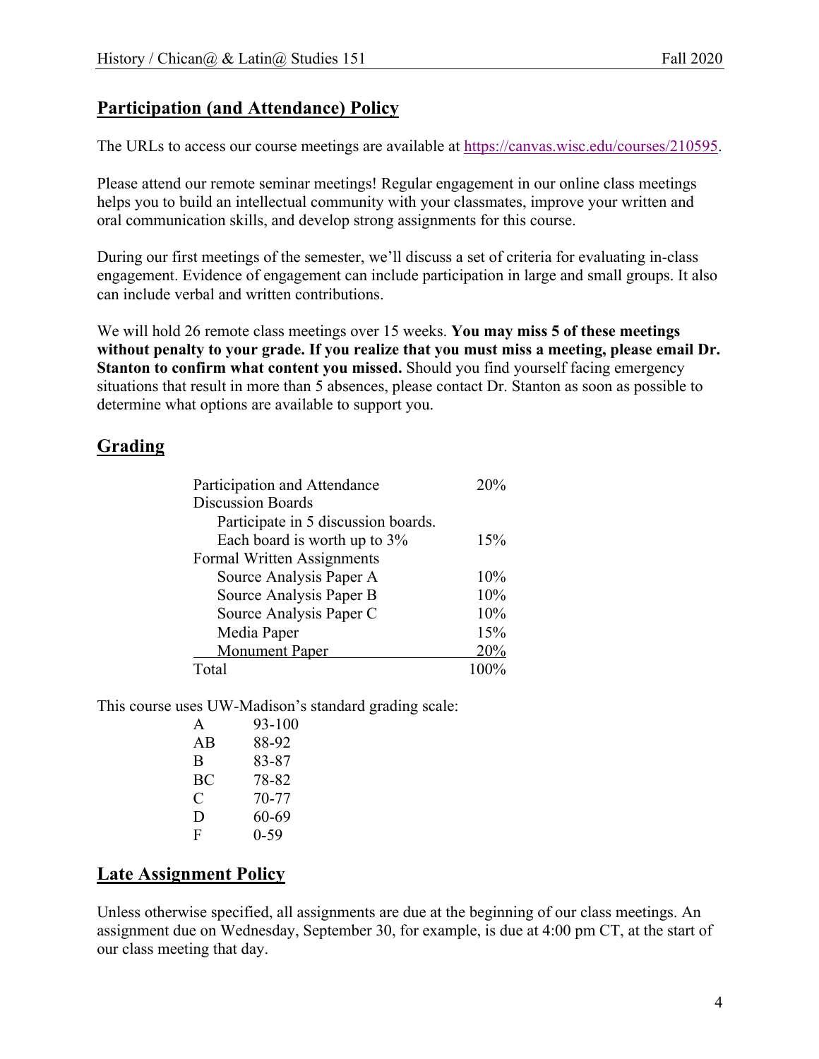## Participation (and Attendance) Policy

The URLs to access our course meetings are available at https://canvas.wisc.edu/courses/210595.

Please attend our remote seminar meetings! Regular engagement in our online class meetings helps you to build an intellectual community with your classmates, improve your written and oral communication skills, and develop strong assignments for this course.

During our first meetings of the semester, we'll discuss a set of criteria for evaluating in-class engagement. Evidence of engagement can include participation in large and small groups. It also can include verbal and written contributions.

We will hold 26 remote class meetings over 15 weeks. **You may miss 5 of these meetings without penalty to your grade. If you realize that you must miss a meeting, please email Dr. Stanton to confirm what content you missed.** Should you find yourself facing emergency situations that result in more than 5 absences, please contact Dr. Stanton as soon as possible to determine what options are available to support you.

## Grading

| Component | Weight |
|---|---|
| Participation and Attendance | 20% |
| Discussion Boards | |
| Participate in 5 discussion boards. Each board is worth up to 3% | 15% |
| Formal Written Assignments | |
| Source Analysis Paper A | 10% |
| Source Analysis Paper B | 10% |
| Source Analysis Paper C | 10% |
| Media Paper | 15% |
| Monument Paper | 20% |
| Total | 100% |

This course uses UW-Madison's standard grading scale:

| Grade | Range |
|---|---|
| A | 93-100 |
| AB | 88-92 |
| B | 83-87 |
| BC | 78-82 |
| C | 70-77 |
| D | 60-69 |
| F | 0-59 |

## Late Assignment Policy

Unless otherwise specified, all assignments are due at the beginning of our class meetings. An assignment due on Wednesday, September 30, for example, is due at 4:00 pm CT, at the start of our class meeting that day.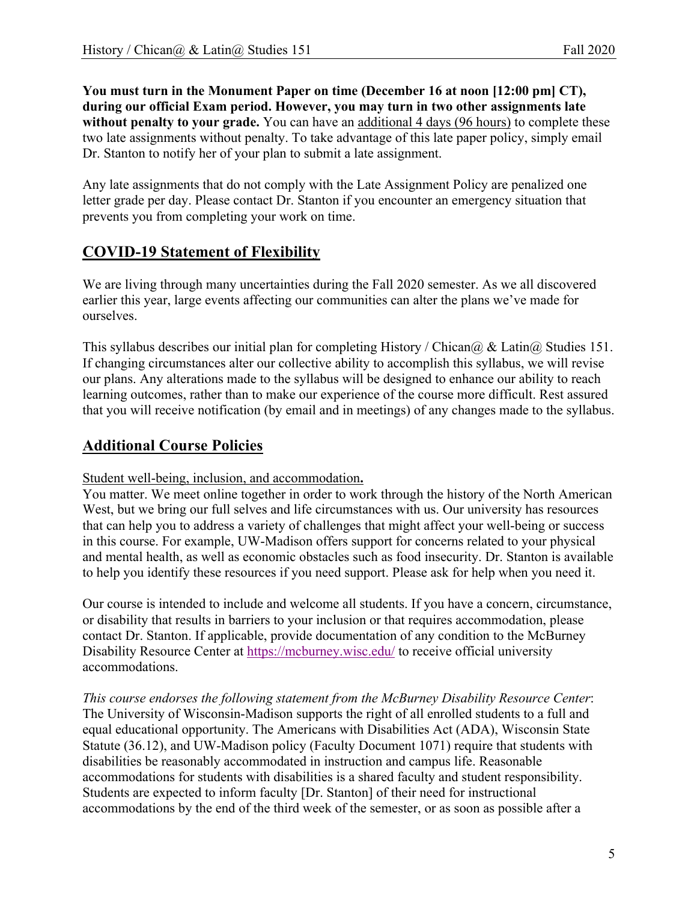**You must turn in the Monument Paper on time (December 16 at noon [12:00 pm] CT), during our official Exam period. However, you may turn in two other assignments late without penalty to your grade.** You can have an additional 4 days (96 hours) to complete these two late assignments without penalty. To take advantage of this late paper policy, simply email Dr. Stanton to notify her of your plan to submit a late assignment.

Any late assignments that do not comply with the Late Assignment Policy are penalized one letter grade per day. Please contact Dr. Stanton if you encounter an emergency situation that prevents you from completing your work on time.

## COVID-19 Statement of Flexibility

We are living through many uncertainties during the Fall 2020 semester. As we all discovered earlier this year, large events affecting our communities can alter the plans we've made for ourselves.

This syllabus describes our initial plan for completing History / Chican@ & Latin@ Studies 151. If changing circumstances alter our collective ability to accomplish this syllabus, we will revise our plans. Any alterations made to the syllabus will be designed to enhance our ability to reach learning outcomes, rather than to make our experience of the course more difficult. Rest assured that you will receive notification (by email and in meetings) of any changes made to the syllabus.

## Additional Course Policies

Student well-being, inclusion, and accommodation**.**

You matter. We meet online together in order to work through the history of the North American West, but we bring our full selves and life circumstances with us. Our university has resources that can help you to address a variety of challenges that might affect your well-being or success in this course. For example, UW-Madison offers support for concerns related to your physical and mental health, as well as economic obstacles such as food insecurity. Dr. Stanton is available to help you identify these resources if you need support. Please ask for help when you need it.

Our course is intended to include and welcome all students. If you have a concern, circumstance, or disability that results in barriers to your inclusion or that requires accommodation, please contact Dr. Stanton. If applicable, provide documentation of any condition to the McBurney Disability Resource Center at https://mcburney.wisc.edu/ to receive official university accommodations.

*This course endorses the following statement from the McBurney Disability Resource Center*: The University of Wisconsin-Madison supports the right of all enrolled students to a full and equal educational opportunity. The Americans with Disabilities Act (ADA), Wisconsin State Statute (36.12), and UW-Madison policy (Faculty Document 1071) require that students with disabilities be reasonably accommodated in instruction and campus life. Reasonable accommodations for students with disabilities is a shared faculty and student responsibility. Students are expected to inform faculty [Dr. Stanton] of their need for instructional accommodations by the end of the third week of the semester, or as soon as possible after a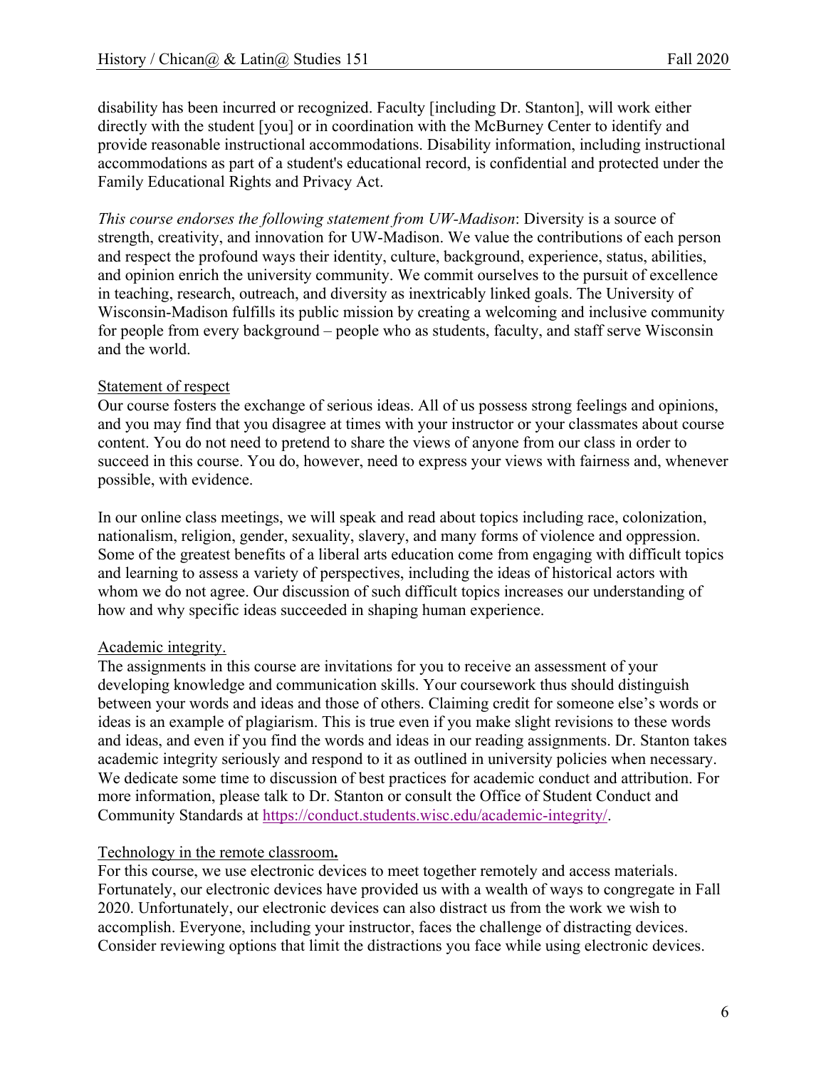disability has been incurred or recognized. Faculty [including Dr. Stanton], will work either directly with the student [you] or in coordination with the McBurney Center to identify and provide reasonable instructional accommodations. Disability information, including instructional accommodations as part of a student's educational record, is confidential and protected under the Family Educational Rights and Privacy Act.

*This course endorses the following statement from UW-Madison*: Diversity is a source of strength, creativity, and innovation for UW-Madison. We value the contributions of each person and respect the profound ways their identity, culture, background, experience, status, abilities, and opinion enrich the university community. We commit ourselves to the pursuit of excellence in teaching, research, outreach, and diversity as inextricably linked goals. The University of Wisconsin-Madison fulfills its public mission by creating a welcoming and inclusive community for people from every background – people who as students, faculty, and staff serve Wisconsin and the world.

<u>Statement of respect</u>

Our course fosters the exchange of serious ideas. All of us possess strong feelings and opinions, and you may find that you disagree at times with your instructor or your classmates about course content. You do not need to pretend to share the views of anyone from our class in order to succeed in this course. You do, however, need to express your views with fairness and, whenever possible, with evidence.

In our online class meetings, we will speak and read about topics including race, colonization, nationalism, religion, gender, sexuality, slavery, and many forms of violence and oppression. Some of the greatest benefits of a liberal arts education come from engaging with difficult topics and learning to assess a variety of perspectives, including the ideas of historical actors with whom we do not agree. Our discussion of such difficult topics increases our understanding of how and why specific ideas succeeded in shaping human experience.

<u>Academic integrity.</u>

The assignments in this course are invitations for you to receive an assessment of your developing knowledge and communication skills. Your coursework thus should distinguish between your words and ideas and those of others. Claiming credit for someone else's words or ideas is an example of plagiarism. This is true even if you make slight revisions to these words and ideas, and even if you find the words and ideas in our reading assignments. Dr. Stanton takes academic integrity seriously and respond to it as outlined in university policies when necessary. We dedicate some time to discussion of best practices for academic conduct and attribution. For more information, please talk to Dr. Stanton or consult the Office of Student Conduct and Community Standards at https://conduct.students.wisc.edu/academic-integrity/.

<u>Technology in the remote classroom</u>**.**

For this course, we use electronic devices to meet together remotely and access materials. Fortunately, our electronic devices have provided us with a wealth of ways to congregate in Fall 2020. Unfortunately, our electronic devices can also distract us from the work we wish to accomplish. Everyone, including your instructor, faces the challenge of distracting devices. Consider reviewing options that limit the distractions you face while using electronic devices.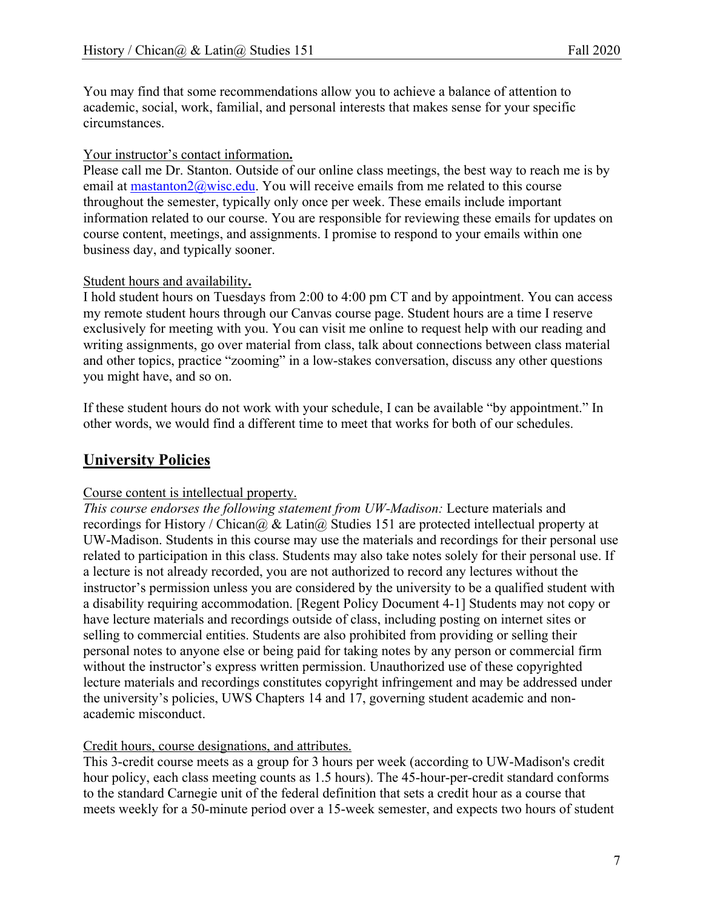You may find that some recommendations allow you to achieve a balance of attention to academic, social, work, familial, and personal interests that makes sense for your specific circumstances.

Your instructor's contact information**.**

Please call me Dr. Stanton. Outside of our online class meetings, the best way to reach me is by email at mastanton2@wisc.edu. You will receive emails from me related to this course throughout the semester, typically only once per week. These emails include important information related to our course. You are responsible for reviewing these emails for updates on course content, meetings, and assignments. I promise to respond to your emails within one business day, and typically sooner.

Student hours and availability**.**

I hold student hours on Tuesdays from 2:00 to 4:00 pm CT and by appointment. You can access my remote student hours through our Canvas course page. Student hours are a time I reserve exclusively for meeting with you. You can visit me online to request help with our reading and writing assignments, go over material from class, talk about connections between class material and other topics, practice "zooming" in a low-stakes conversation, discuss any other questions you might have, and so on.

If these student hours do not work with your schedule, I can be available "by appointment." In other words, we would find a different time to meet that works for both of our schedules.

## University Policies

Course content is intellectual property.

*This course endorses the following statement from UW-Madison:* Lecture materials and recordings for History / Chican@ & Latin@ Studies 151 are protected intellectual property at UW-Madison. Students in this course may use the materials and recordings for their personal use related to participation in this class. Students may also take notes solely for their personal use. If a lecture is not already recorded, you are not authorized to record any lectures without the instructor's permission unless you are considered by the university to be a qualified student with a disability requiring accommodation. [Regent Policy Document 4-1] Students may not copy or have lecture materials and recordings outside of class, including posting on internet sites or selling to commercial entities. Students are also prohibited from providing or selling their personal notes to anyone else or being paid for taking notes by any person or commercial firm without the instructor's express written permission. Unauthorized use of these copyrighted lecture materials and recordings constitutes copyright infringement and may be addressed under the university's policies, UWS Chapters 14 and 17, governing student academic and non-academic misconduct.

Credit hours, course designations, and attributes.

This 3-credit course meets as a group for 3 hours per week (according to UW-Madison's credit hour policy, each class meeting counts as 1.5 hours). The 45-hour-per-credit standard conforms to the standard Carnegie unit of the federal definition that sets a credit hour as a course that meets weekly for a 50-minute period over a 15-week semester, and expects two hours of student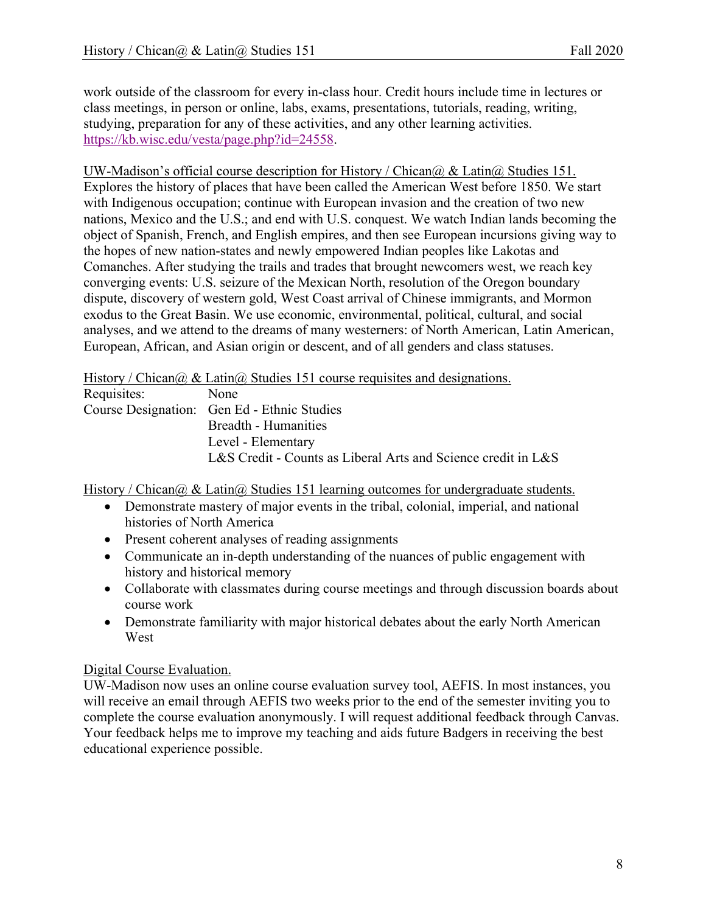work outside of the classroom for every in-class hour. Credit hours include time in lectures or class meetings, in person or online, labs, exams, presentations, tutorials, reading, writing, studying, preparation for any of these activities, and any other learning activities. https://kb.wisc.edu/vesta/page.php?id=24558.

UW-Madison's official course description for History / Chican@ & Latin@ Studies 151.
Explores the history of places that have been called the American West before 1850. We start with Indigenous occupation; continue with European invasion and the creation of two new nations, Mexico and the U.S.; and end with U.S. conquest. We watch Indian lands becoming the object of Spanish, French, and English empires, and then see European incursions giving way to the hopes of new nation-states and newly empowered Indian peoples like Lakotas and Comanches. After studying the trails and trades that brought newcomers west, we reach key converging events: U.S. seizure of the Mexican North, resolution of the Oregon boundary dispute, discovery of western gold, West Coast arrival of Chinese immigrants, and Mormon exodus to the Great Basin. We use economic, environmental, political, cultural, and social analyses, and we attend to the dreams of many westerners: of North American, Latin American, European, African, and Asian origin or descent, and of all genders and class statuses.

History / Chican@ & Latin@ Studies 151 course requisites and designations.

Requisites: None
Course Designation: Gen Ed - Ethnic Studies
Breadth - Humanities
Level - Elementary
L&S Credit - Counts as Liberal Arts and Science credit in L&S

History / Chican@ & Latin@ Studies 151 learning outcomes for undergraduate students.

- Demonstrate mastery of major events in the tribal, colonial, imperial, and national histories of North America
- Present coherent analyses of reading assignments
- Communicate an in-depth understanding of the nuances of public engagement with history and historical memory
- Collaborate with classmates during course meetings and through discussion boards about course work
- Demonstrate familiarity with major historical debates about the early North American West

Digital Course Evaluation.
UW-Madison now uses an online course evaluation survey tool, AEFIS. In most instances, you will receive an email through AEFIS two weeks prior to the end of the semester inviting you to complete the course evaluation anonymously. I will request additional feedback through Canvas. Your feedback helps me to improve my teaching and aids future Badgers in receiving the best educational experience possible.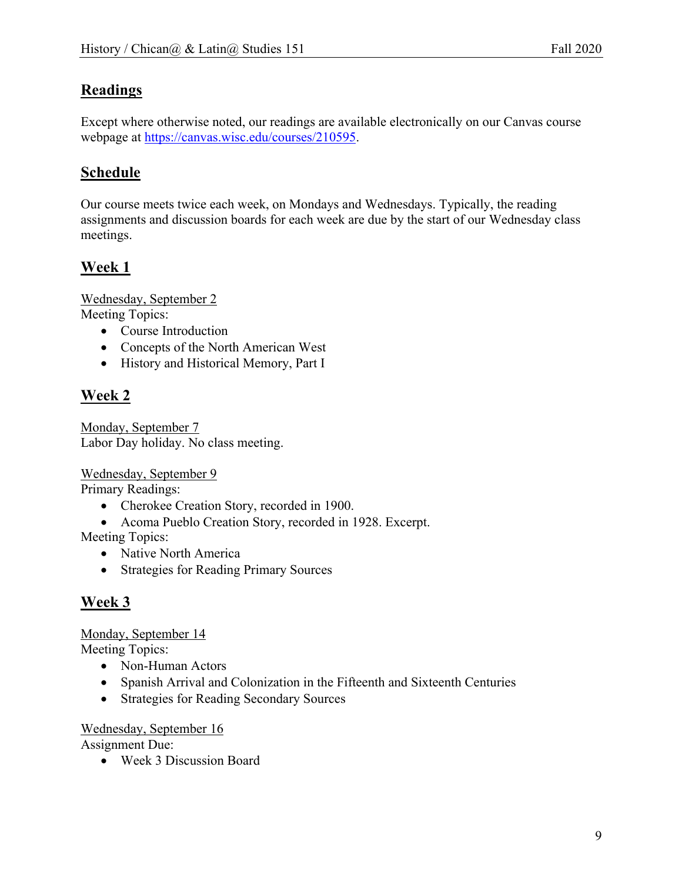## Readings

Except where otherwise noted, our readings are available electronically on our Canvas course webpage at https://canvas.wisc.edu/courses/210595.

## Schedule

Our course meets twice each week, on Mondays and Wednesdays. Typically, the reading assignments and discussion boards for each week are due by the start of our Wednesday class meetings.

## Week 1

Wednesday, September 2
Meeting Topics:

- Course Introduction
- Concepts of the North American West
- History and Historical Memory, Part I

## Week 2

Monday, September 7
Labor Day holiday. No class meeting.

Wednesday, September 9
Primary Readings:

- Cherokee Creation Story, recorded in 1900.
- Acoma Pueblo Creation Story, recorded in 1928. Excerpt.

Meeting Topics:

- Native North America
- Strategies for Reading Primary Sources

## Week 3

Monday, September 14
Meeting Topics:

- Non-Human Actors
- Spanish Arrival and Colonization in the Fifteenth and Sixteenth Centuries
- Strategies for Reading Secondary Sources

Wednesday, September 16
Assignment Due:

- Week 3 Discussion Board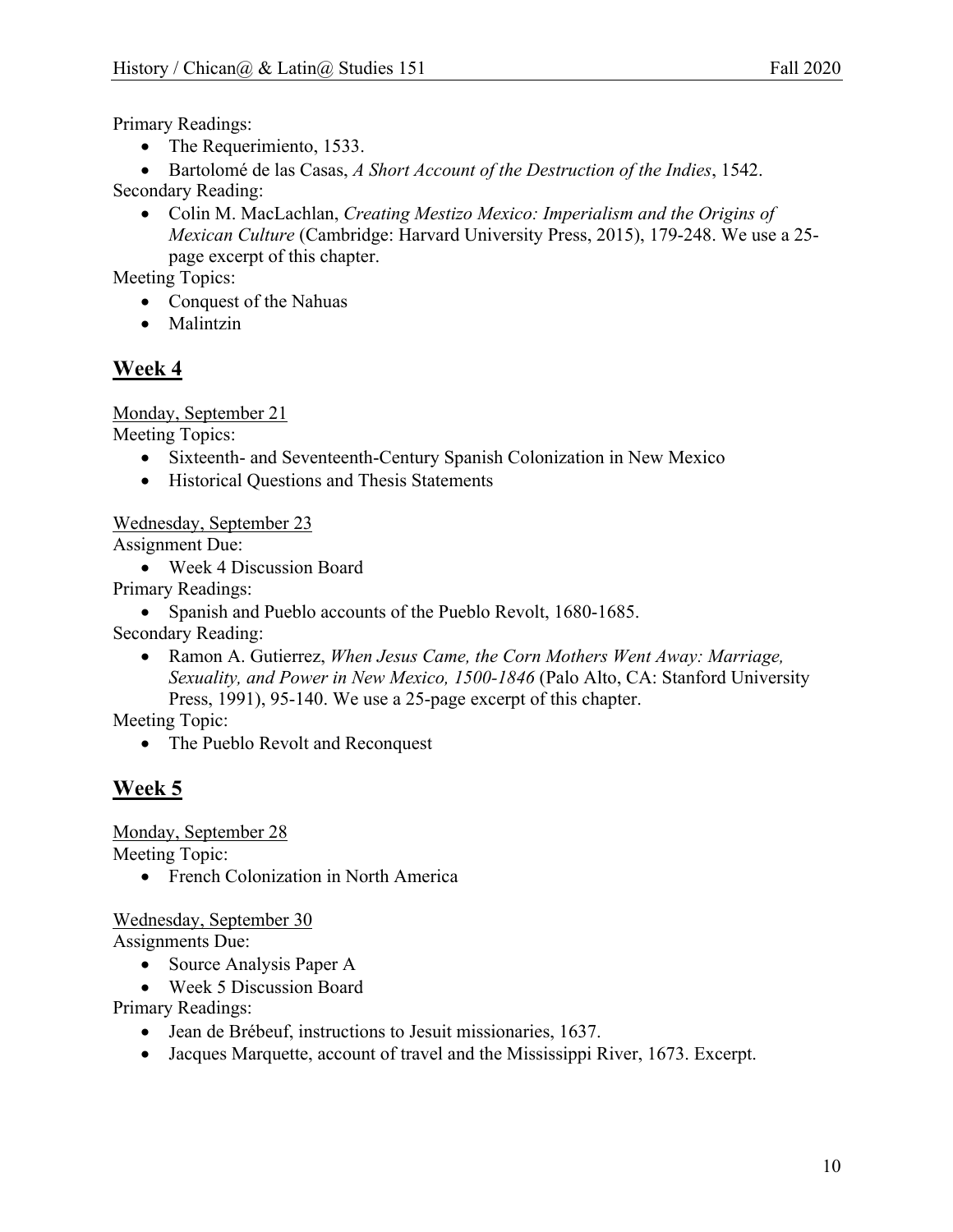Primary Readings:

- The Requerimiento, 1533.
- Bartolomé de las Casas, *A Short Account of the Destruction of the Indies*, 1542.

Secondary Reading:

- Colin M. MacLachlan, *Creating Mestizo Mexico: Imperialism and the Origins of Mexican Culture* (Cambridge: Harvard University Press, 2015), 179-248. We use a 25-page excerpt of this chapter.

Meeting Topics:

- Conquest of the Nahuas
- Malintzin

## Week 4

Monday, September 21

Meeting Topics:

- Sixteenth- and Seventeenth-Century Spanish Colonization in New Mexico
- Historical Questions and Thesis Statements

Wednesday, September 23

Assignment Due:

- Week 4 Discussion Board

Primary Readings:

- Spanish and Pueblo accounts of the Pueblo Revolt, 1680-1685.

Secondary Reading:

- Ramon A. Gutierrez, *When Jesus Came, the Corn Mothers Went Away: Marriage, Sexuality, and Power in New Mexico, 1500-1846* (Palo Alto, CA: Stanford University Press, 1991), 95-140. We use a 25-page excerpt of this chapter.

Meeting Topic:

- The Pueblo Revolt and Reconquest

## Week 5

Monday, September 28

Meeting Topic:

- French Colonization in North America

Wednesday, September 30

Assignments Due:

- Source Analysis Paper A
- Week 5 Discussion Board

Primary Readings:

- Jean de Brébeuf, instructions to Jesuit missionaries, 1637.
- Jacques Marquette, account of travel and the Mississippi River, 1673. Excerpt.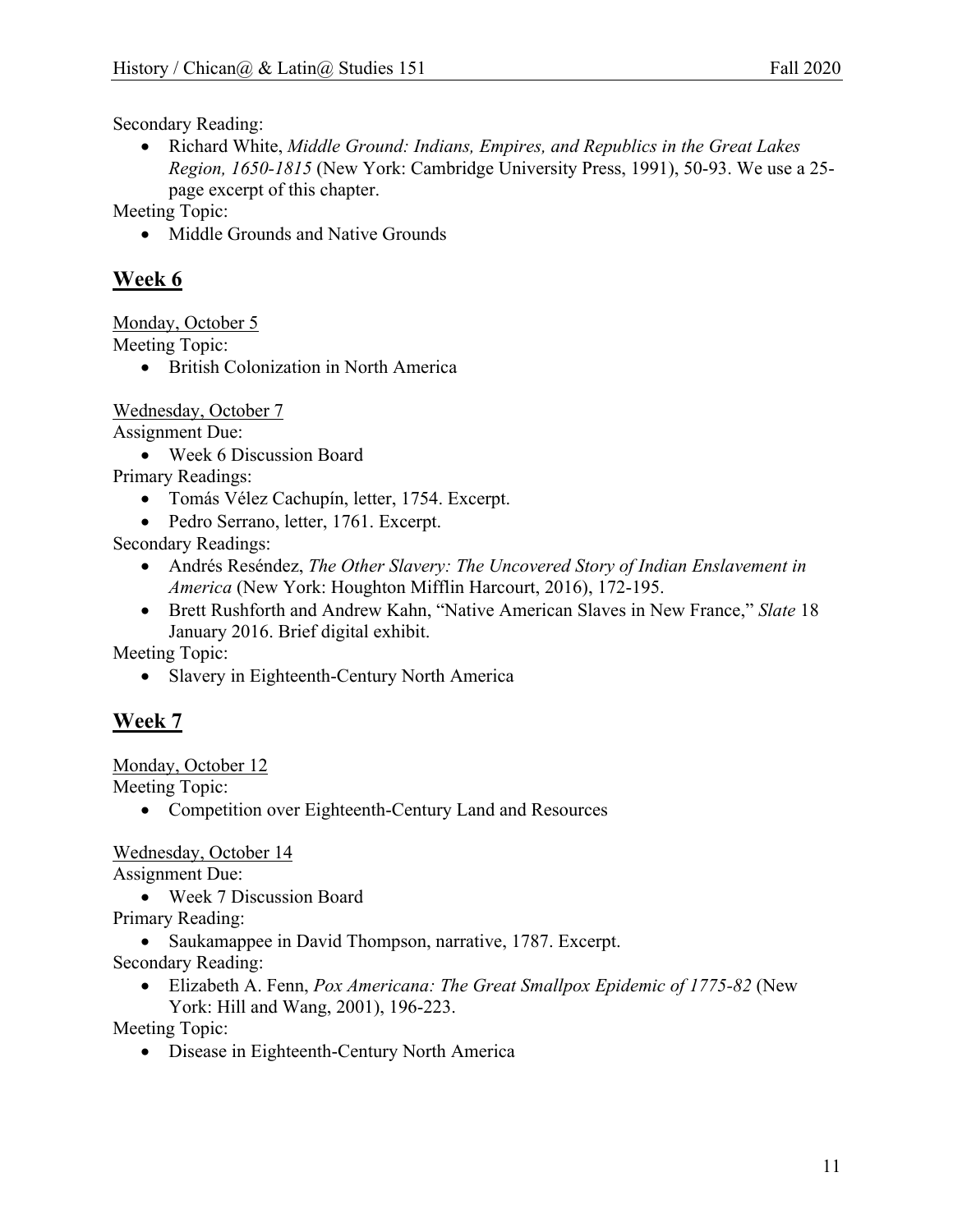Secondary Reading:

- Richard White, *Middle Ground: Indians, Empires, and Republics in the Great Lakes Region, 1650-1815* (New York: Cambridge University Press, 1991), 50-93. We use a 25-page excerpt of this chapter.

Meeting Topic:

- Middle Grounds and Native Grounds

## Week 6

Monday, October 5

Meeting Topic:

- British Colonization in North America

Wednesday, October 7

Assignment Due:

- Week 6 Discussion Board

Primary Readings:

- Tomás Vélez Cachupín, letter, 1754. Excerpt.
- Pedro Serrano, letter, 1761. Excerpt.

Secondary Readings:

- Andrés Reséndez, *The Other Slavery: The Uncovered Story of Indian Enslavement in America* (New York: Houghton Mifflin Harcourt, 2016), 172-195.
- Brett Rushforth and Andrew Kahn, "Native American Slaves in New France," *Slate* 18 January 2016. Brief digital exhibit.

Meeting Topic:

- Slavery in Eighteenth-Century North America

## Week 7

Monday, October 12

Meeting Topic:

- Competition over Eighteenth-Century Land and Resources

Wednesday, October 14

Assignment Due:

- Week 7 Discussion Board

Primary Reading:

- Saukamappee in David Thompson, narrative, 1787. Excerpt.

Secondary Reading:

- Elizabeth A. Fenn, *Pox Americana: The Great Smallpox Epidemic of 1775-82* (New York: Hill and Wang, 2001), 196-223.

Meeting Topic:

- Disease in Eighteenth-Century North America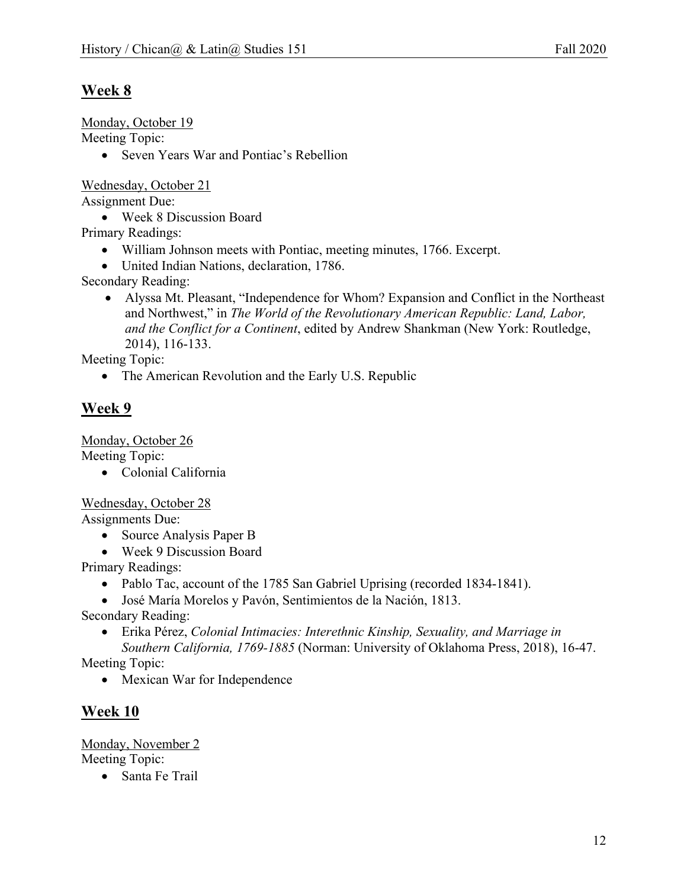## Week 8

Monday, October 19

Meeting Topic:

- Seven Years War and Pontiac's Rebellion

Wednesday, October 21

Assignment Due:

- Week 8 Discussion Board

Primary Readings:

- William Johnson meets with Pontiac, meeting minutes, 1766. Excerpt.
- United Indian Nations, declaration, 1786.

Secondary Reading:

- Alyssa Mt. Pleasant, "Independence for Whom? Expansion and Conflict in the Northeast and Northwest," in *The World of the Revolutionary American Republic: Land, Labor, and the Conflict for a Continent*, edited by Andrew Shankman (New York: Routledge, 2014), 116-133.

Meeting Topic:

- The American Revolution and the Early U.S. Republic

## Week 9

Monday, October 26

Meeting Topic:

- Colonial California

Wednesday, October 28

Assignments Due:

- Source Analysis Paper B
- Week 9 Discussion Board

Primary Readings:

- Pablo Tac, account of the 1785 San Gabriel Uprising (recorded 1834-1841).
- José María Morelos y Pavón, Sentimientos de la Nación, 1813.

Secondary Reading:

- Erika Pérez, *Colonial Intimacies: Interethnic Kinship, Sexuality, and Marriage in Southern California, 1769-1885* (Norman: University of Oklahoma Press, 2018), 16-47.

Meeting Topic:

- Mexican War for Independence

## Week 10

Monday, November 2

Meeting Topic:

- Santa Fe Trail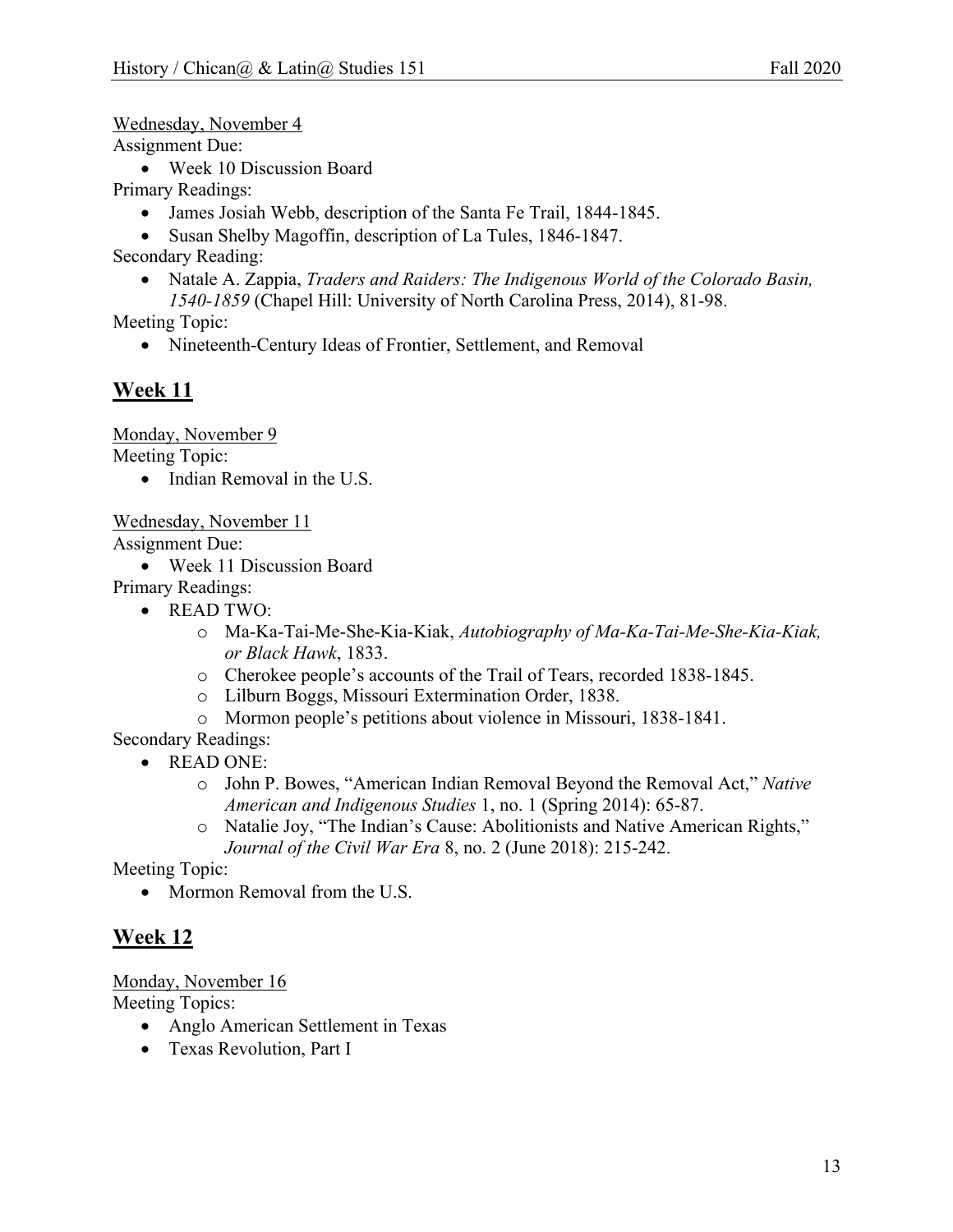Wednesday, November 4

Assignment Due:

- Week 10 Discussion Board

Primary Readings:

- James Josiah Webb, description of the Santa Fe Trail, 1844-1845.
- Susan Shelby Magoffin, description of La Tules, 1846-1847.

Secondary Reading:

- Natale A. Zappia, *Traders and Raiders: The Indigenous World of the Colorado Basin, 1540-1859* (Chapel Hill: University of North Carolina Press, 2014), 81-98.

Meeting Topic:

- Nineteenth-Century Ideas of Frontier, Settlement, and Removal

## Week 11

Monday, November 9

Meeting Topic:

- Indian Removal in the U.S.

Wednesday, November 11

Assignment Due:

- Week 11 Discussion Board

Primary Readings:

- READ TWO:
  - Ma-Ka-Tai-Me-She-Kia-Kiak, *Autobiography of Ma-Ka-Tai-Me-She-Kia-Kiak, or Black Hawk*, 1833.
  - Cherokee people's accounts of the Trail of Tears, recorded 1838-1845.
  - Lilburn Boggs, Missouri Extermination Order, 1838.
  - Mormon people's petitions about violence in Missouri, 1838-1841.

Secondary Readings:

- READ ONE:
  - John P. Bowes, "American Indian Removal Beyond the Removal Act," *Native American and Indigenous Studies* 1, no. 1 (Spring 2014): 65-87.
  - Natalie Joy, "The Indian's Cause: Abolitionists and Native American Rights," *Journal of the Civil War Era* 8, no. 2 (June 2018): 215-242.

Meeting Topic:

- Mormon Removal from the U.S.

## Week 12

Monday, November 16

Meeting Topics:

- Anglo American Settlement in Texas
- Texas Revolution, Part I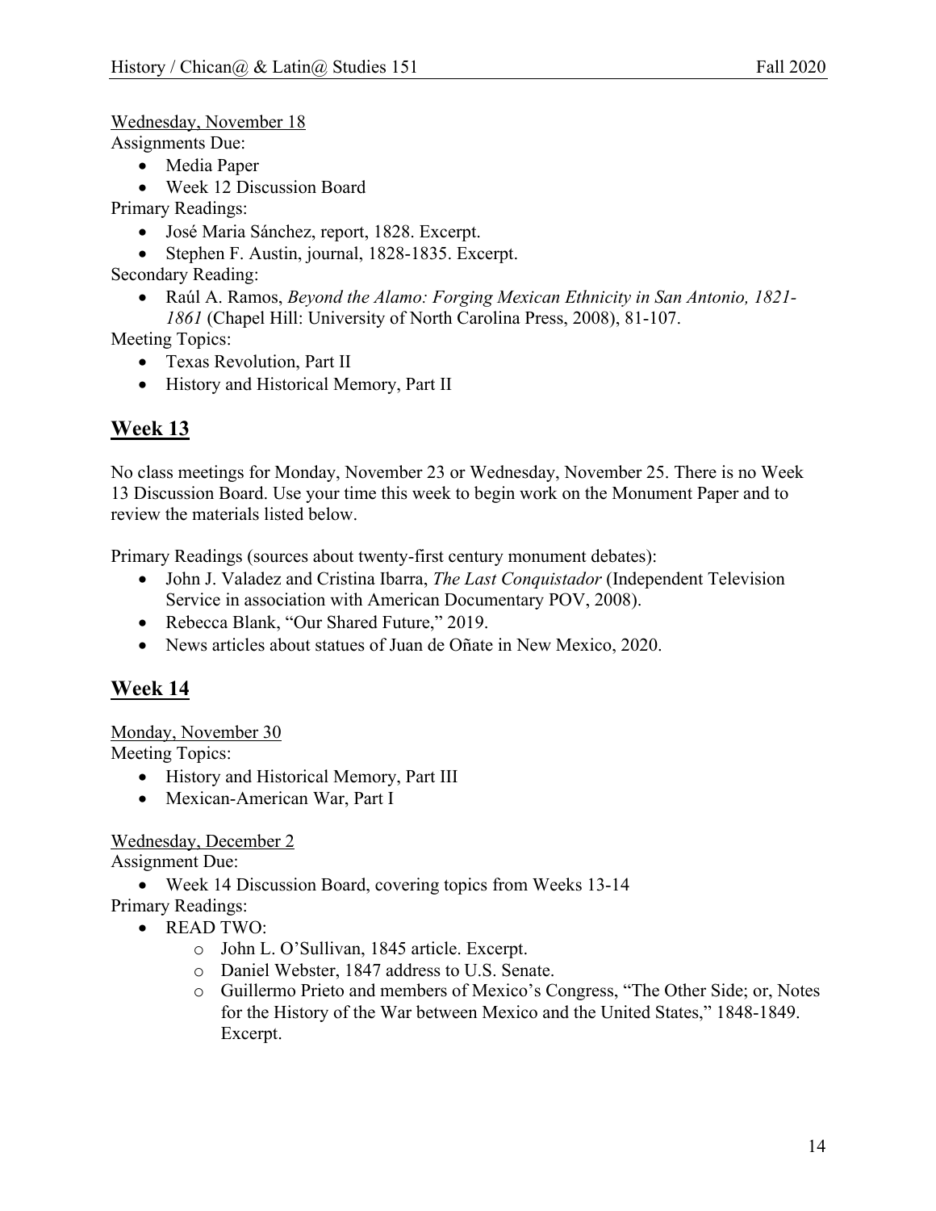Wednesday, November 18

Assignments Due:

- Media Paper
- Week 12 Discussion Board

Primary Readings:

- José Maria Sánchez, report, 1828. Excerpt.
- Stephen F. Austin, journal, 1828-1835. Excerpt.

Secondary Reading:

- Raúl A. Ramos, *Beyond the Alamo: Forging Mexican Ethnicity in San Antonio, 1821-1861* (Chapel Hill: University of North Carolina Press, 2008), 81-107.

Meeting Topics:

- Texas Revolution, Part II
- History and Historical Memory, Part II

## Week 13

No class meetings for Monday, November 23 or Wednesday, November 25. There is no Week 13 Discussion Board. Use your time this week to begin work on the Monument Paper and to review the materials listed below.

Primary Readings (sources about twenty-first century monument debates):

- John J. Valadez and Cristina Ibarra, *The Last Conquistador* (Independent Television Service in association with American Documentary POV, 2008).
- Rebecca Blank, "Our Shared Future," 2019.
- News articles about statues of Juan de Oñate in New Mexico, 2020.

## Week 14

Monday, November 30

Meeting Topics:

- History and Historical Memory, Part III
- Mexican-American War, Part I

Wednesday, December 2

Assignment Due:

- Week 14 Discussion Board, covering topics from Weeks 13-14

Primary Readings:

- READ TWO:
  - John L. O'Sullivan, 1845 article. Excerpt.
  - Daniel Webster, 1847 address to U.S. Senate.
  - Guillermo Prieto and members of Mexico's Congress, "The Other Side; or, Notes for the History of the War between Mexico and the United States," 1848-1849. Excerpt.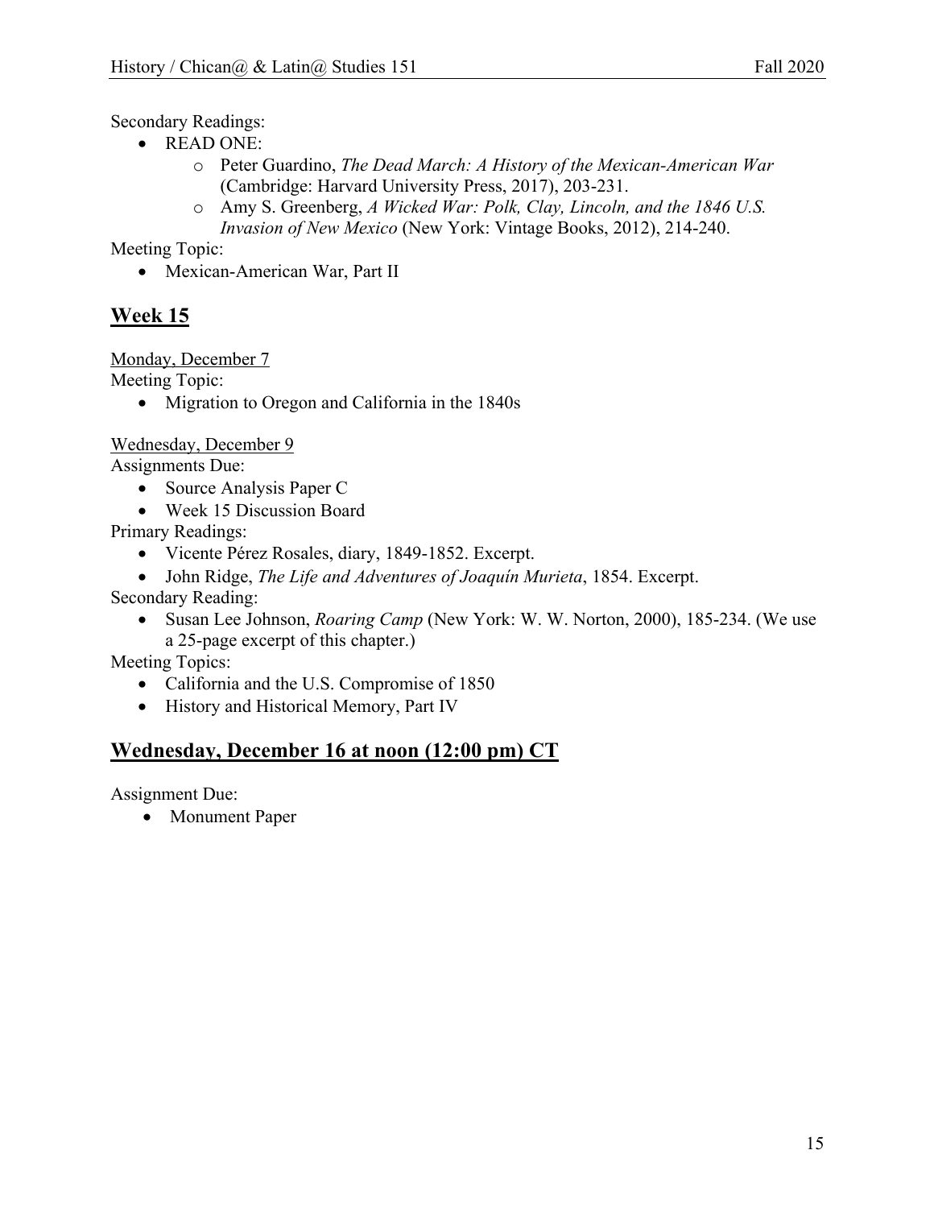Secondary Readings:

- READ ONE:
  - Peter Guardino, *The Dead March: A History of the Mexican-American War* (Cambridge: Harvard University Press, 2017), 203-231.
  - Amy S. Greenberg, *A Wicked War: Polk, Clay, Lincoln, and the 1846 U.S. Invasion of New Mexico* (New York: Vintage Books, 2012), 214-240.

Meeting Topic:

- Mexican-American War, Part II

## Week 15

Monday, December 7

Meeting Topic:

- Migration to Oregon and California in the 1840s

Wednesday, December 9

Assignments Due:

- Source Analysis Paper C
- Week 15 Discussion Board

Primary Readings:

- Vicente Pérez Rosales, diary, 1849-1852. Excerpt.
- John Ridge, *The Life and Adventures of Joaquín Murieta*, 1854. Excerpt.

Secondary Reading:

- Susan Lee Johnson, *Roaring Camp* (New York: W. W. Norton, 2000), 185-234. (We use a 25-page excerpt of this chapter.)

Meeting Topics:

- California and the U.S. Compromise of 1850
- History and Historical Memory, Part IV

## Wednesday, December 16 at noon (12:00 pm) CT

Assignment Due:

- Monument Paper